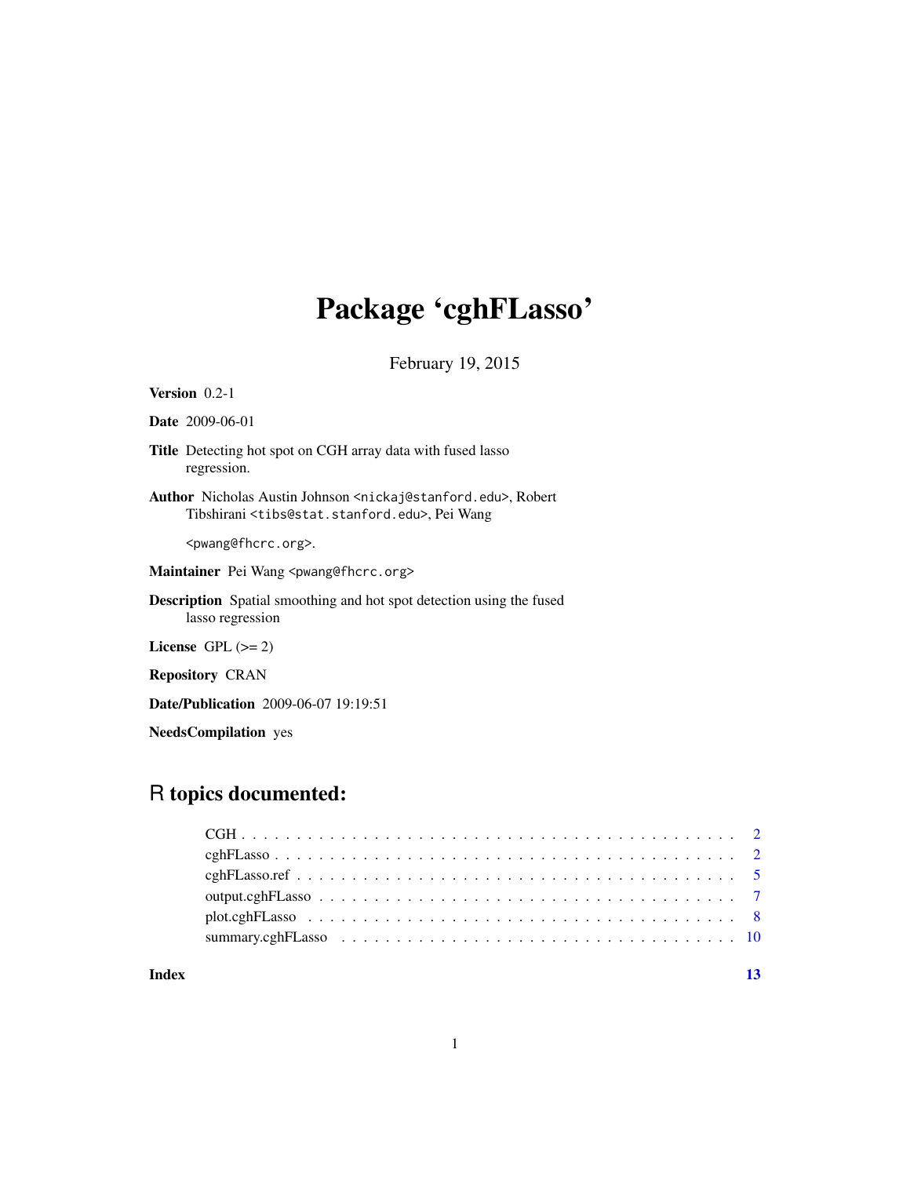# Package 'cghFLasso'

February 19, 2015

**Version** 0.2-1

**Date** 2009-06-01

**Title** Detecting hot spot on CGH array data with fused lasso regression.

**Author** Nicholas Austin Johnson <nickaj@stanford.edu>, Robert Tibshirani <tibs@stat.stanford.edu>, Pei Wang <pwang@fhcrc.org>.

**Maintainer** Pei Wang <pwang@fhcrc.org>

**Description** Spatial smoothing and hot spot detection using the fused lasso regression

**License** GPL (>= 2)

**Repository** CRAN

**Date/Publication** 2009-06-07 19:19:51

**NeedsCompilation** yes

## R topics documented:

- CGH . . . . . . . . . . . . . . . . . . . . . . . . . . . . . . . . . . . . . . . . . . . . 2
- cghFLasso . . . . . . . . . . . . . . . . . . . . . . . . . . . . . . . . . . . . . . . . . 2
- cghFLasso.ref . . . . . . . . . . . . . . . . . . . . . . . . . . . . . . . . . . . . . . . 5
- output.cghFLasso . . . . . . . . . . . . . . . . . . . . . . . . . . . . . . . . . . . . . 7
- plot.cghFLasso . . . . . . . . . . . . . . . . . . . . . . . . . . . . . . . . . . . . . . 8
- summary.cghFLasso . . . . . . . . . . . . . . . . . . . . . . . . . . . . . . . . . . . 10

**Index** **13**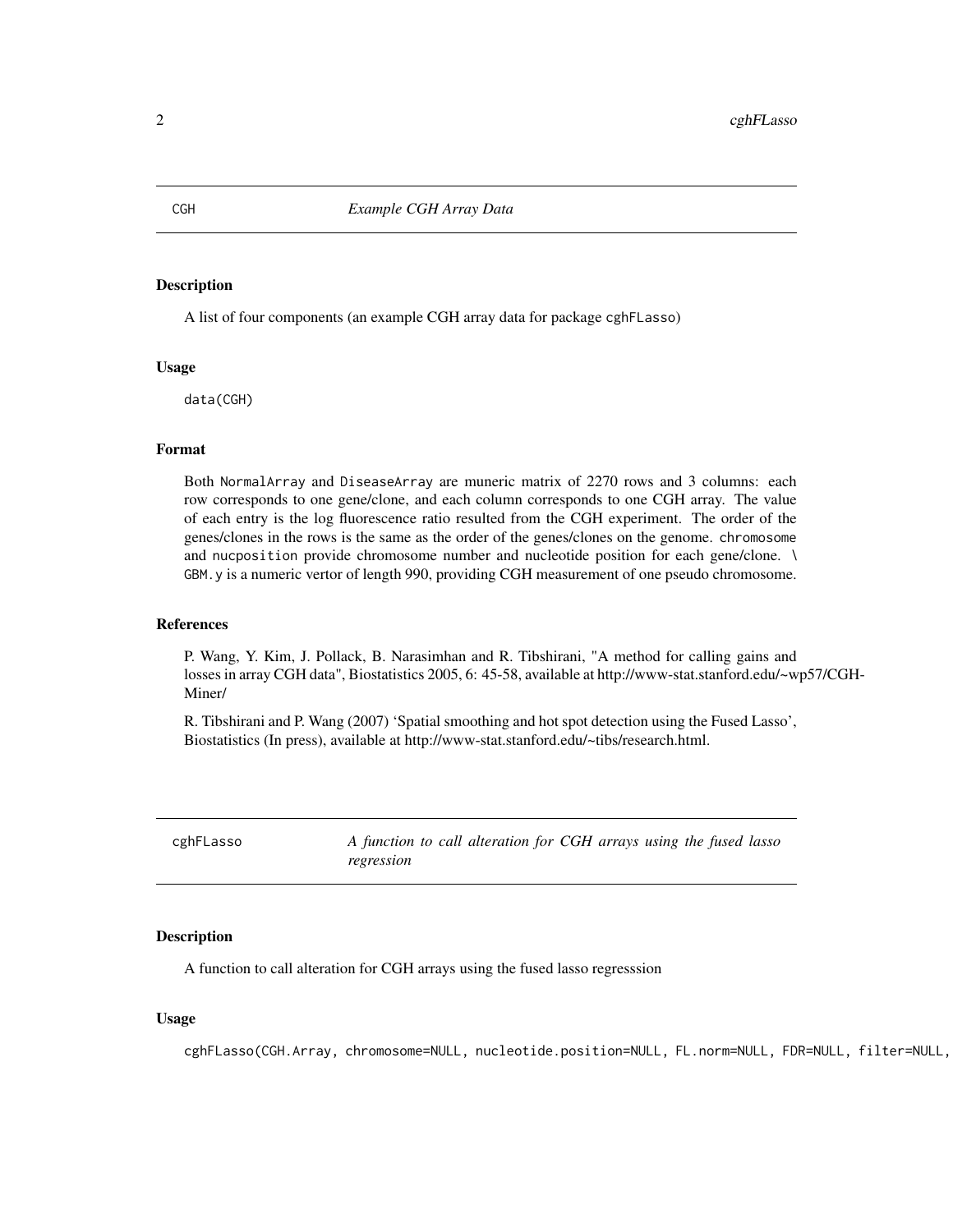## CGH — *Example CGH Array Data*

### Description

A list of four components (an example CGH array data for package cghFLasso)

### Usage

```
data(CGH)
```

### Format

Both NormalArray and DiseaseArray are muneric matrix of 2270 rows and 3 columns: each row corresponds to one gene/clone, and each column corresponds to one CGH array. The value of each entry is the log fluorescence ratio resulted from the CGH experiment. The order of the genes/clones in the rows is the same as the order of the genes/clones on the genome. chromosome and nucposition provide chromosome number and nucleotide position for each gene/clone. \ GBM.y is a numeric vertor of length 990, providing CGH measurement of one pseudo chromosome.

### References

P. Wang, Y. Kim, J. Pollack, B. Narasimhan and R. Tibshirani, "A method for calling gains and losses in array CGH data", Biostatistics 2005, 6: 45-58, available at http://www-stat.stanford.edu/~wp57/CGH-Miner/

R. Tibshirani and P. Wang (2007) 'Spatial smoothing and hot spot detection using the Fused Lasso', Biostatistics (In press), available at http://www-stat.stanford.edu/~tibs/research.html.

## cghFLasso — *A function to call alteration for CGH arrays using the fused lasso regression*

### Description

A function to call alteration for CGH arrays using the fused lasso regresssion

### Usage

```
cghFLasso(CGH.Array, chromosome=NULL, nucleotide.position=NULL, FL.norm=NULL, FDR=NULL, filter=NULL,
```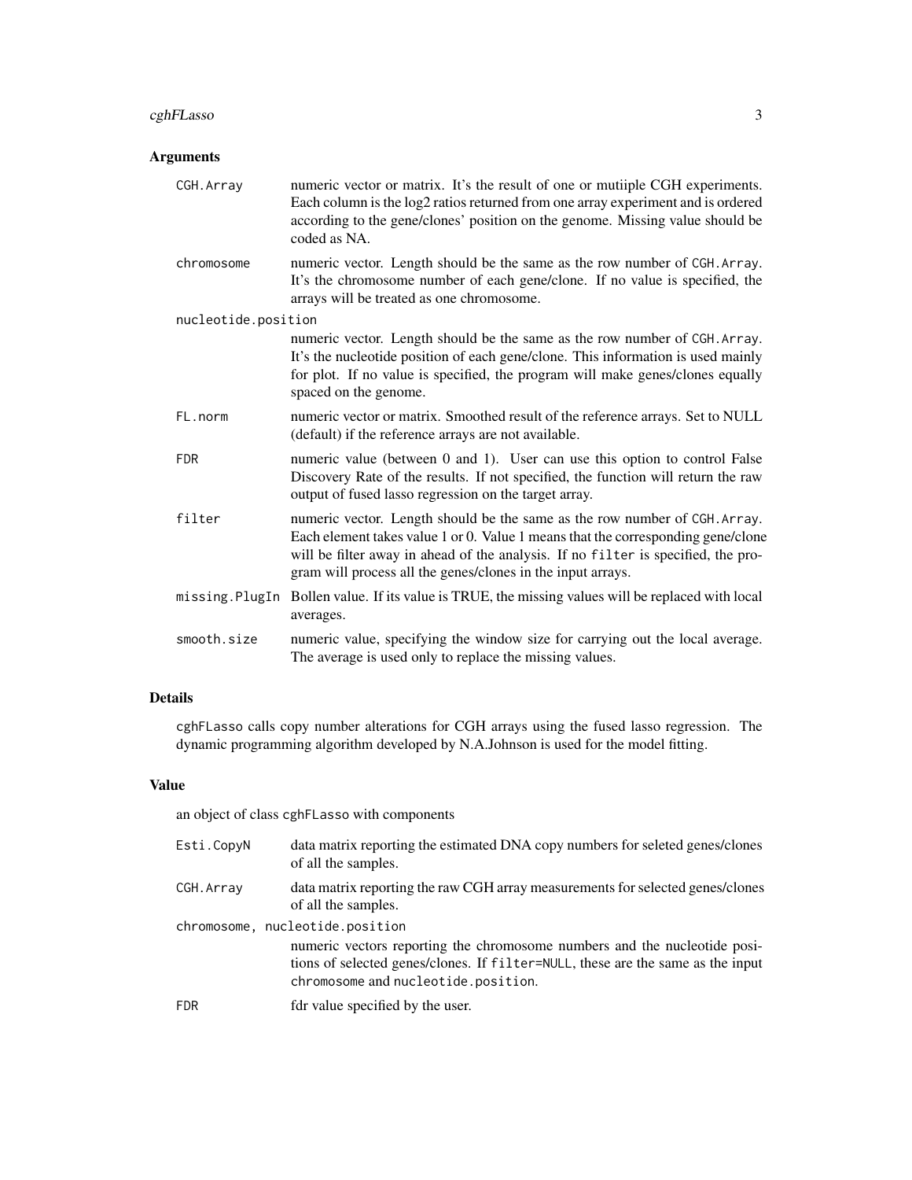### Arguments

- **CGH.Array**: numeric vector or matrix. It's the result of one or mutiiple CGH experiments. Each column is the log2 ratios returned from one array experiment and is ordered according to the gene/clones' position on the genome. Missing value should be coded as NA.
- **chromosome**: numeric vector. Length should be the same as the row number of `CGH.Array`. It's the chromosome number of each gene/clone. If no value is specified, the arrays will be treated as one chromosome.
- **nucleotide.position**: numeric vector. Length should be the same as the row number of `CGH.Array`. It's the nucleotide position of each gene/clone. This information is used mainly for plot. If no value is specified, the program will make genes/clones equally spaced on the genome.
- **FL.norm**: numeric vector or matrix. Smoothed result of the reference arrays. Set to NULL (default) if the reference arrays are not available.
- **FDR**: numeric value (between 0 and 1). User can use this option to control False Discovery Rate of the results. If not specified, the function will return the raw output of fused lasso regression on the target array.
- **filter**: numeric vector. Length should be the same as the row number of `CGH.Array`. Each element takes value 1 or 0. Value 1 means that the corresponding gene/clone will be filter away in ahead of the analysis. If no `filter` is specified, the program will process all the genes/clones in the input arrays.
- **missing.PlugIn**: Bollen value. If its value is TRUE, the missing values will be replaced with local averages.
- **smooth.size**: numeric value, specifying the window size for carrying out the local average. The average is used only to replace the missing values.

### Details

`cghFLasso` calls copy number alterations for CGH arrays using the fused lasso regression. The dynamic programming algorithm developed by N.A.Johnson is used for the model fitting.

### Value

an object of class `cghFLasso` with components

- **Esti.CopyN**: data matrix reporting the estimated DNA copy numbers for seleted genes/clones of all the samples.
- **CGH.Array**: data matrix reporting the raw CGH array measurements for selected genes/clones of all the samples.
- **chromosome, nucleotide.position**: numeric vectors reporting the chromosome numbers and the nucleotide positions of selected genes/clones. If `filter=NULL`, these are the same as the input `chromosome` and `nucleotide.position`.
- **FDR**: fdr value specified by the user.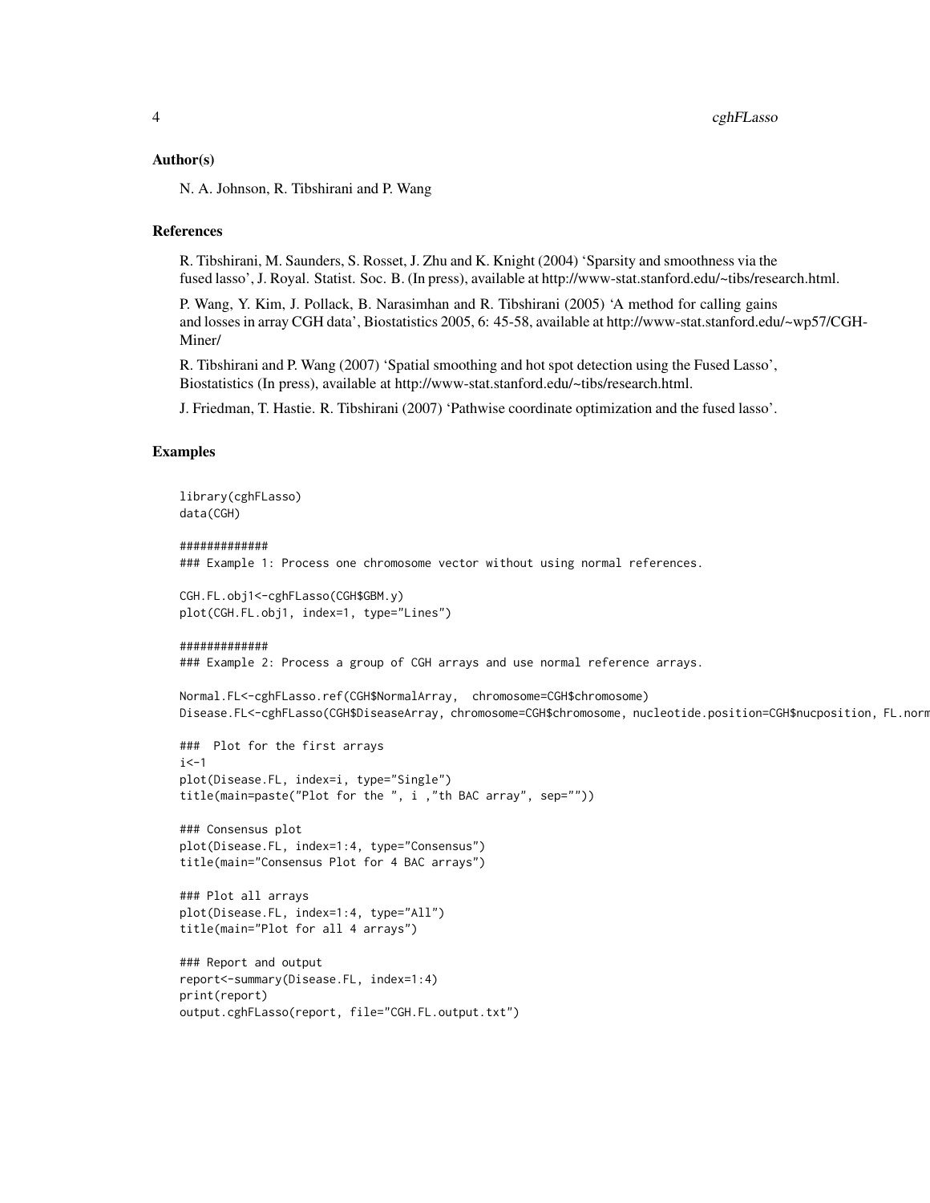## Author(s)

N. A. Johnson, R. Tibshirani and P. Wang

## References

R. Tibshirani, M. Saunders, S. Rosset, J. Zhu and K. Knight (2004) 'Sparsity and smoothness via the fused lasso', J. Royal. Statist. Soc. B. (In press), available at http://www-stat.stanford.edu/~tibs/research.html.

P. Wang, Y. Kim, J. Pollack, B. Narasimhan and R. Tibshirani (2005) 'A method for calling gains and losses in array CGH data', Biostatistics 2005, 6: 45-58, available at http://www-stat.stanford.edu/~wp57/CGH-Miner/

R. Tibshirani and P. Wang (2007) 'Spatial smoothing and hot spot detection using the Fused Lasso', Biostatistics (In press), available at http://www-stat.stanford.edu/~tibs/research.html.

J. Friedman, T. Hastie. R. Tibshirani (2007) 'Pathwise coordinate optimization and the fused lasso'.

## Examples

```
library(cghFLasso)
data(CGH)

#############
### Example 1: Process one chromosome vector without using normal references.

CGH.FL.obj1<-cghFLasso(CGH$GBM.y)
plot(CGH.FL.obj1, index=1, type="Lines")

#############
### Example 2: Process a group of CGH arrays and use normal reference arrays.

Normal.FL<-cghFLasso.ref(CGH$NormalArray,  chromosome=CGH$chromosome)
Disease.FL<-cghFLasso(CGH$DiseaseArray, chromosome=CGH$chromosome, nucleotide.position=CGH$nucposition, FL.norm

###  Plot for the first arrays
i<-1
plot(Disease.FL, index=i, type="Single")
title(main=paste("Plot for the ", i ,"th BAC array", sep=""))

### Consensus plot
plot(Disease.FL, index=1:4, type="Consensus")
title(main="Consensus Plot for 4 BAC arrays")

### Plot all arrays
plot(Disease.FL, index=1:4, type="All")
title(main="Plot for all 4 arrays")

### Report and output
report<-summary(Disease.FL, index=1:4)
print(report)
output.cghFLasso(report, file="CGH.FL.output.txt")
```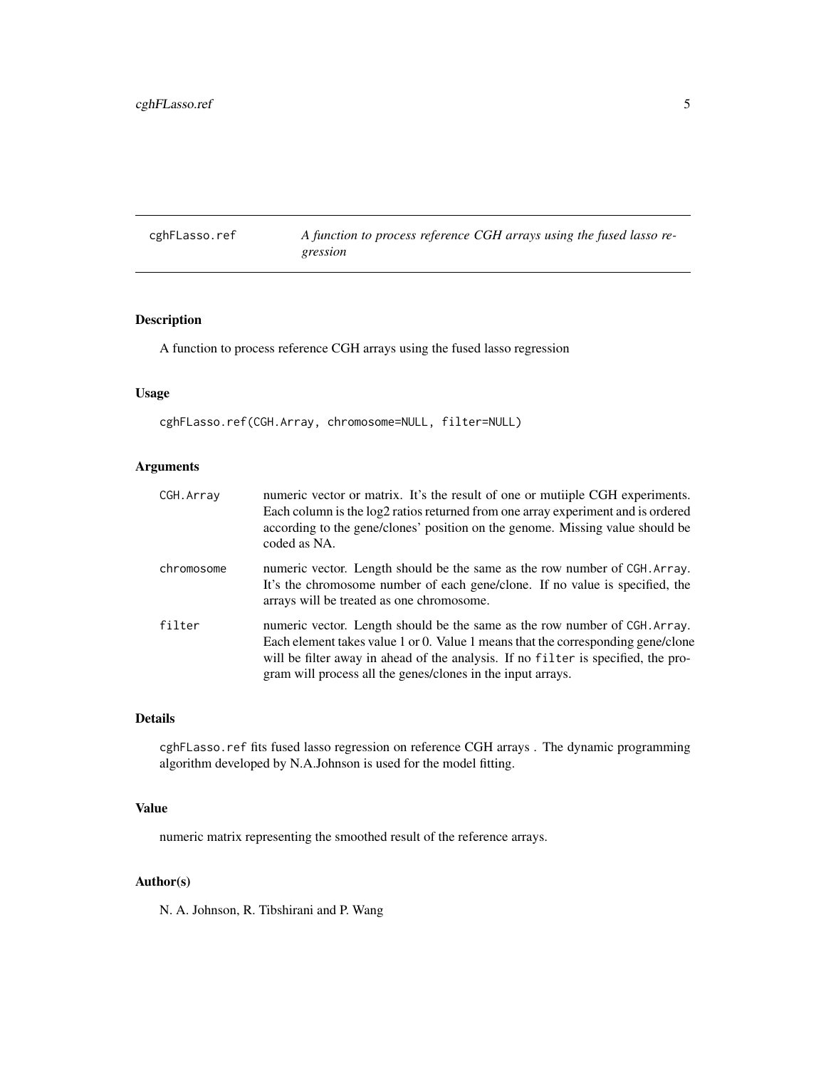# cghFLasso.ref — *A function to process reference CGH arrays using the fused lasso regression*

## Description

A function to process reference CGH arrays using the fused lasso regression

## Usage

```
cghFLasso.ref(CGH.Array, chromosome=NULL, filter=NULL)
```

## Arguments

| | |
|---|---|
| `CGH.Array` | numeric vector or matrix. It's the result of one or mutiiple CGH experiments. Each column is the log2 ratios returned from one array experiment and is ordered according to the gene/clones' position on the genome. Missing value should be coded as NA. |
| `chromosome` | numeric vector. Length should be the same as the row number of `CGH.Array`. It's the chromosome number of each gene/clone. If no value is specified, the arrays will be treated as one chromosome. |
| `filter` | numeric vector. Length should be the same as the row number of `CGH.Array`. Each element takes value 1 or 0. Value 1 means that the corresponding gene/clone will be filter away in ahead of the analysis. If no `filter` is specified, the program will process all the genes/clones in the input arrays. |

## Details

`cghFLasso.ref` fits fused lasso regression on reference CGH arrays . The dynamic programming algorithm developed by N.A.Johnson is used for the model fitting.

## Value

numeric matrix representing the smoothed result of the reference arrays.

## Author(s)

N. A. Johnson, R. Tibshirani and P. Wang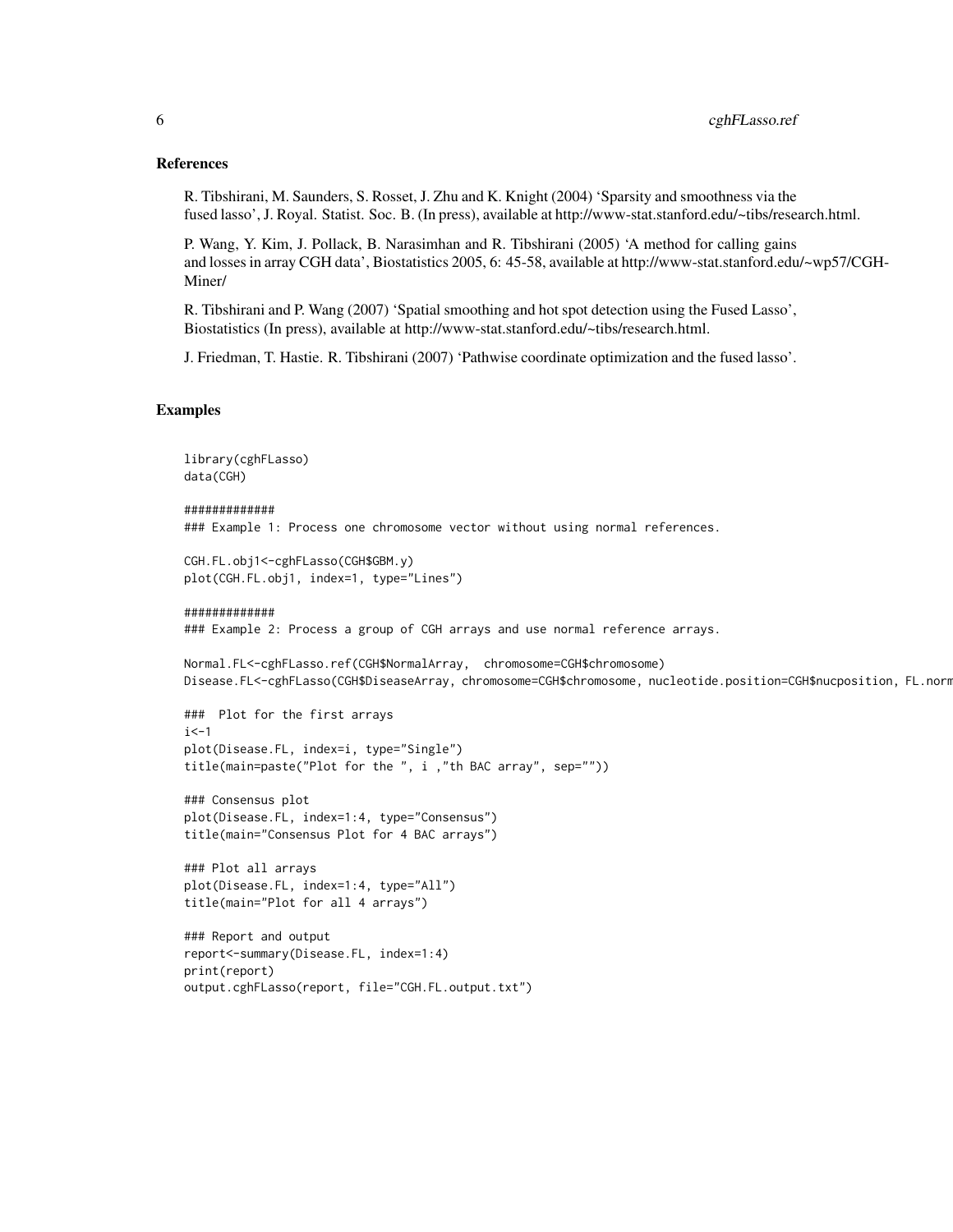## References

R. Tibshirani, M. Saunders, S. Rosset, J. Zhu and K. Knight (2004) 'Sparsity and smoothness via the fused lasso', J. Royal. Statist. Soc. B. (In press), available at http://www-stat.stanford.edu/~tibs/research.html.

P. Wang, Y. Kim, J. Pollack, B. Narasimhan and R. Tibshirani (2005) 'A method for calling gains and losses in array CGH data', Biostatistics 2005, 6: 45-58, available at http://www-stat.stanford.edu/~wp57/CGH-Miner/

R. Tibshirani and P. Wang (2007) 'Spatial smoothing and hot spot detection using the Fused Lasso', Biostatistics (In press), available at http://www-stat.stanford.edu/~tibs/research.html.

J. Friedman, T. Hastie. R. Tibshirani (2007) 'Pathwise coordinate optimization and the fused lasso'.

## Examples

```
library(cghFLasso)
data(CGH)

#############
### Example 1: Process one chromosome vector without using normal references.

CGH.FL.obj1<-cghFLasso(CGH$GBM.y)
plot(CGH.FL.obj1, index=1, type="Lines")

#############
### Example 2: Process a group of CGH arrays and use normal reference arrays.

Normal.FL<-cghFLasso.ref(CGH$NormalArray,  chromosome=CGH$chromosome)
Disease.FL<-cghFLasso(CGH$DiseaseArray, chromosome=CGH$chromosome, nucleotide.position=CGH$nucposition, FL.norm

###  Plot for the first arrays
i<-1
plot(Disease.FL, index=i, type="Single")
title(main=paste("Plot for the ", i ,"th BAC array", sep=""))

### Consensus plot
plot(Disease.FL, index=1:4, type="Consensus")
title(main="Consensus Plot for 4 BAC arrays")

### Plot all arrays
plot(Disease.FL, index=1:4, type="All")
title(main="Plot for all 4 arrays")

### Report and output
report<-summary(Disease.FL, index=1:4)
print(report)
output.cghFLasso(report, file="CGH.FL.output.txt")
```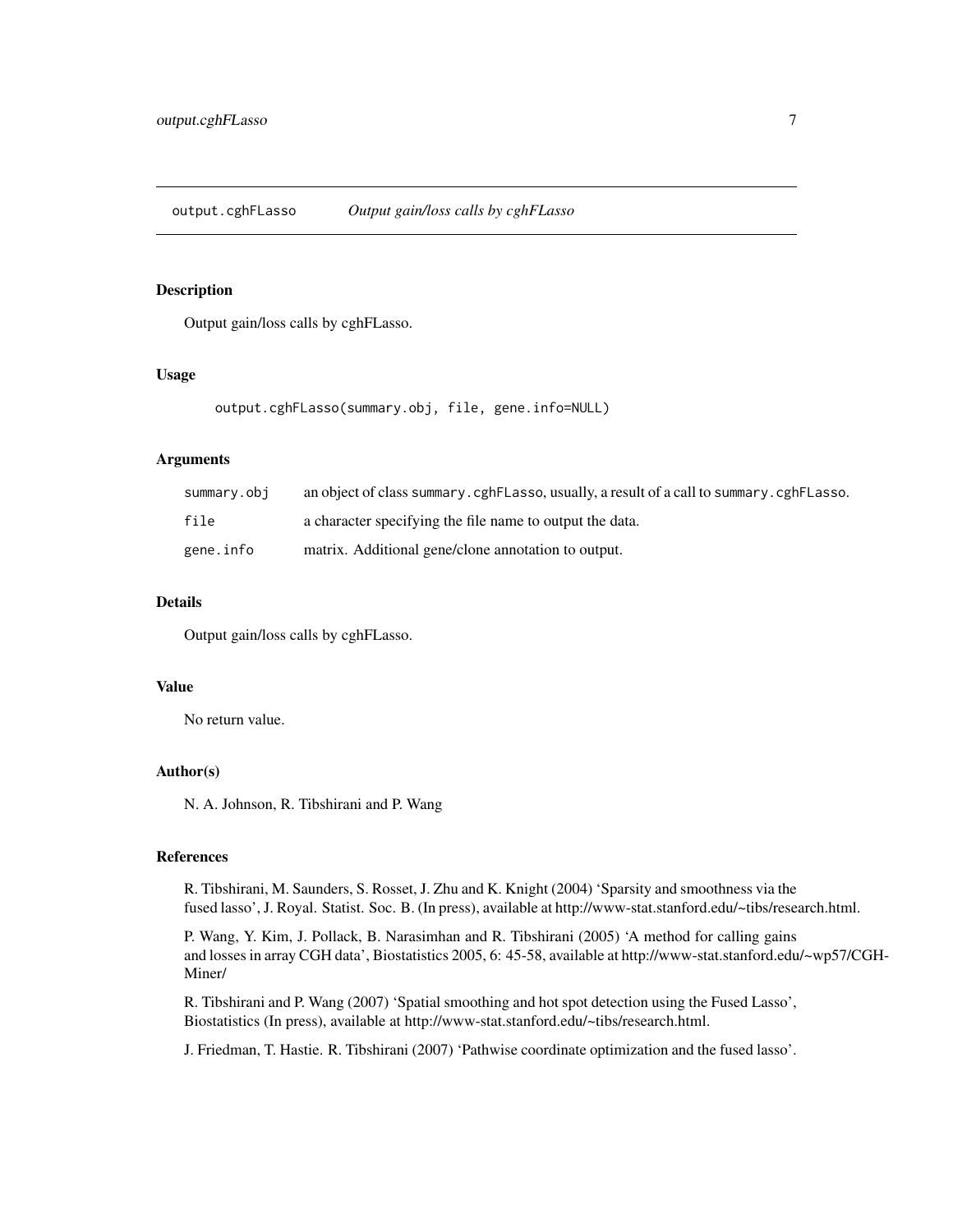output.cghFLasso *Output gain/loss calls by cghFLasso*

### Description

Output gain/loss calls by cghFLasso.

### Usage

```
output.cghFLasso(summary.obj, file, gene.info=NULL)
```

### Arguments

| | |
|---|---|
| summary.obj | an object of class summary.cghFLasso, usually, a result of a call to summary.cghFLasso. |
| file | a character specifying the file name to output the data. |
| gene.info | matrix. Additional gene/clone annotation to output. |

### Details

Output gain/loss calls by cghFLasso.

### Value

No return value.

### Author(s)

N. A. Johnson, R. Tibshirani and P. Wang

### References

R. Tibshirani, M. Saunders, S. Rosset, J. Zhu and K. Knight (2004) 'Sparsity and smoothness via the fused lasso', J. Royal. Statist. Soc. B. (In press), available at http://www-stat.stanford.edu/~tibs/research.html.

P. Wang, Y. Kim, J. Pollack, B. Narasimhan and R. Tibshirani (2005) 'A method for calling gains and losses in array CGH data', Biostatistics 2005, 6: 45-58, available at http://www-stat.stanford.edu/~wp57/CGH-Miner/

R. Tibshirani and P. Wang (2007) 'Spatial smoothing and hot spot detection using the Fused Lasso', Biostatistics (In press), available at http://www-stat.stanford.edu/~tibs/research.html.

J. Friedman, T. Hastie. R. Tibshirani (2007) 'Pathwise coordinate optimization and the fused lasso'.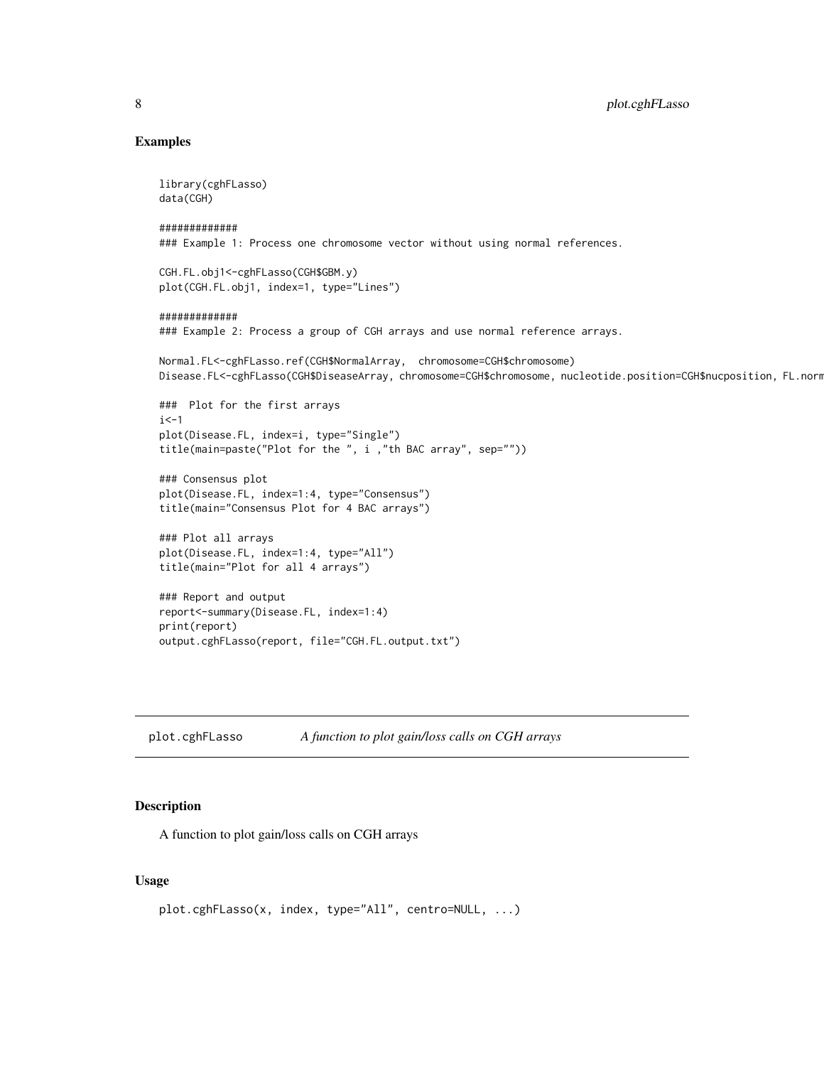## Examples

```
library(cghFLasso)
data(CGH)

#############
### Example 1: Process one chromosome vector without using normal references.

CGH.FL.obj1<-cghFLasso(CGH$GBM.y)
plot(CGH.FL.obj1, index=1, type="Lines")

#############
### Example 2: Process a group of CGH arrays and use normal reference arrays.

Normal.FL<-cghFLasso.ref(CGH$NormalArray,  chromosome=CGH$chromosome)
Disease.FL<-cghFLasso(CGH$DiseaseArray, chromosome=CGH$chromosome, nucleotide.position=CGH$nucposition, FL.norm

###  Plot for the first arrays
i<-1
plot(Disease.FL, index=i, type="Single")
title(main=paste("Plot for the ", i ,"th BAC array", sep=""))

### Consensus plot
plot(Disease.FL, index=1:4, type="Consensus")
title(main="Consensus Plot for 4 BAC arrays")

### Plot all arrays
plot(Disease.FL, index=1:4, type="All")
title(main="Plot for all 4 arrays")

### Report and output
report<-summary(Disease.FL, index=1:4)
print(report)
output.cghFLasso(report, file="CGH.FL.output.txt")
```

---

## plot.cghFLasso *A function to plot gain/loss calls on CGH arrays*

---

### Description

A function to plot gain/loss calls on CGH arrays

### Usage

```
plot.cghFLasso(x, index, type="All", centro=NULL, ...)
```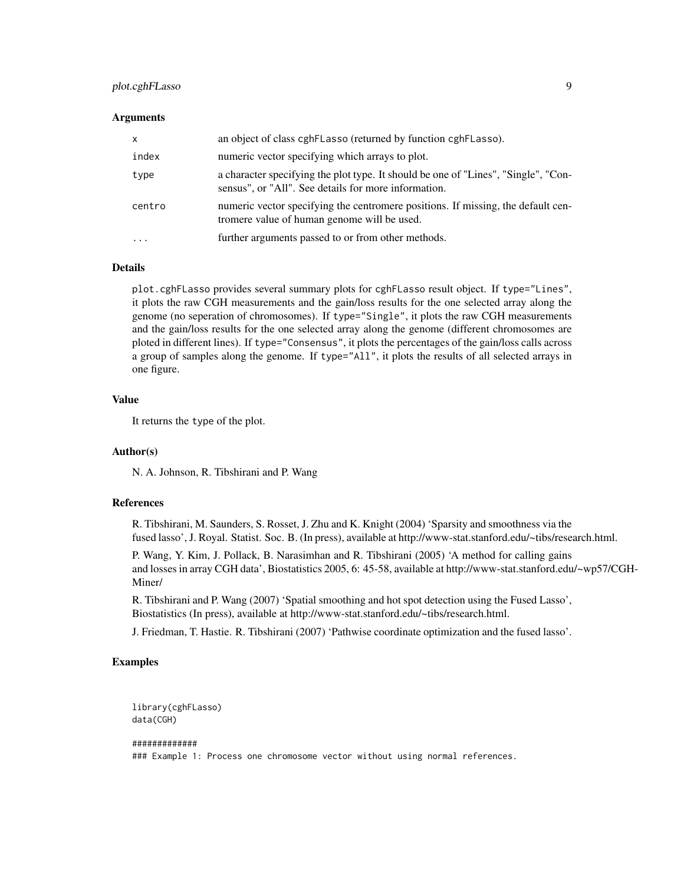### Arguments

| | |
|---|---|
| `x` | an object of class `cghFLasso` (returned by function `cghFLasso`). |
| `index` | numeric vector specifying which arrays to plot. |
| `type` | a character specifying the plot type. It should be one of "Lines", "Single", "Consensus", or "All". See details for more information. |
| `centro` | numeric vector specifying the centromere positions. If missing, the default centromere value of human genome will be used. |
| `...` | further arguments passed to or from other methods. |

### Details

`plot.cghFLasso` provides several summary plots for `cghFLasso` result object. If `type="Lines"`, it plots the raw CGH measurements and the gain/loss results for the one selected array along the genome (no seperation of chromosomes). If `type="Single"`, it plots the raw CGH measurements and the gain/loss results for the one selected array along the genome (different chromosomes are ploted in different lines). If `type="Consensus"`, it plots the percentages of the gain/loss calls across a group of samples along the genome. If `type="All"`, it plots the results of all selected arrays in one figure.

### Value

It returns the `type` of the plot.

### Author(s)

N. A. Johnson, R. Tibshirani and P. Wang

### References

R. Tibshirani, M. Saunders, S. Rosset, J. Zhu and K. Knight (2004) 'Sparsity and smoothness via the fused lasso', J. Royal. Statist. Soc. B. (In press), available at http://www-stat.stanford.edu/~tibs/research.html.

P. Wang, Y. Kim, J. Pollack, B. Narasimhan and R. Tibshirani (2005) 'A method for calling gains and losses in array CGH data', Biostatistics 2005, 6: 45-58, available at http://www-stat.stanford.edu/~wp57/CGH-Miner/

R. Tibshirani and P. Wang (2007) 'Spatial smoothing and hot spot detection using the Fused Lasso', Biostatistics (In press), available at http://www-stat.stanford.edu/~tibs/research.html.

J. Friedman, T. Hastie. R. Tibshirani (2007) 'Pathwise coordinate optimization and the fused lasso'.

### Examples

```
library(cghFLasso)
data(CGH)

#############
### Example 1: Process one chromosome vector without using normal references.
```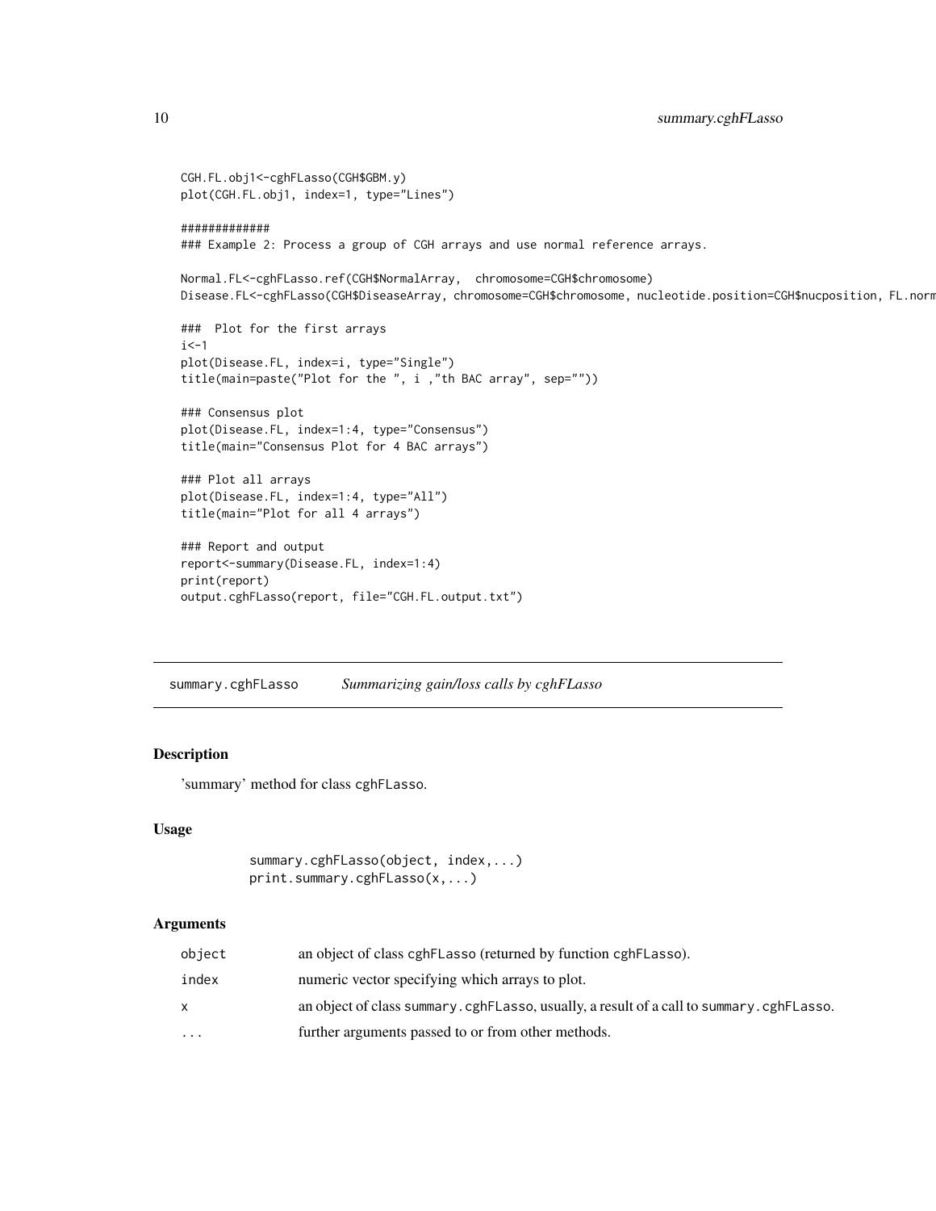```
CGH.FL.obj1<-cghFLasso(CGH$GBM.y)
plot(CGH.FL.obj1, index=1, type="Lines")

#############
### Example 2: Process a group of CGH arrays and use normal reference arrays.

Normal.FL<-cghFLasso.ref(CGH$NormalArray,  chromosome=CGH$chromosome)
Disease.FL<-cghFLasso(CGH$DiseaseArray, chromosome=CGH$chromosome, nucleotide.position=CGH$nucposition, FL.norm

###  Plot for the first arrays
i<-1
plot(Disease.FL, index=i, type="Single")
title(main=paste("Plot for the ", i ,"th BAC array", sep=""))

### Consensus plot
plot(Disease.FL, index=1:4, type="Consensus")
title(main="Consensus Plot for 4 BAC arrays")

### Plot all arrays
plot(Disease.FL, index=1:4, type="All")
title(main="Plot for all 4 arrays")

### Report and output
report<-summary(Disease.FL, index=1:4)
print(report)
output.cghFLasso(report, file="CGH.FL.output.txt")
```

---

## summary.cghFLasso — *Summarizing gain/loss calls by cghFLasso*

---

### Description

'summary' method for class cghFLasso.

### Usage

```
summary.cghFLasso(object, index,...)
print.summary.cghFLasso(x,...)
```

### Arguments

| | |
|---|---|
| object | an object of class cghFLasso (returned by function cghFLasso). |
| index | numeric vector specifying which arrays to plot. |
| x | an object of class summary.cghFLasso, usually, a result of a call to summary.cghFLasso. |
| ... | further arguments passed to or from other methods. |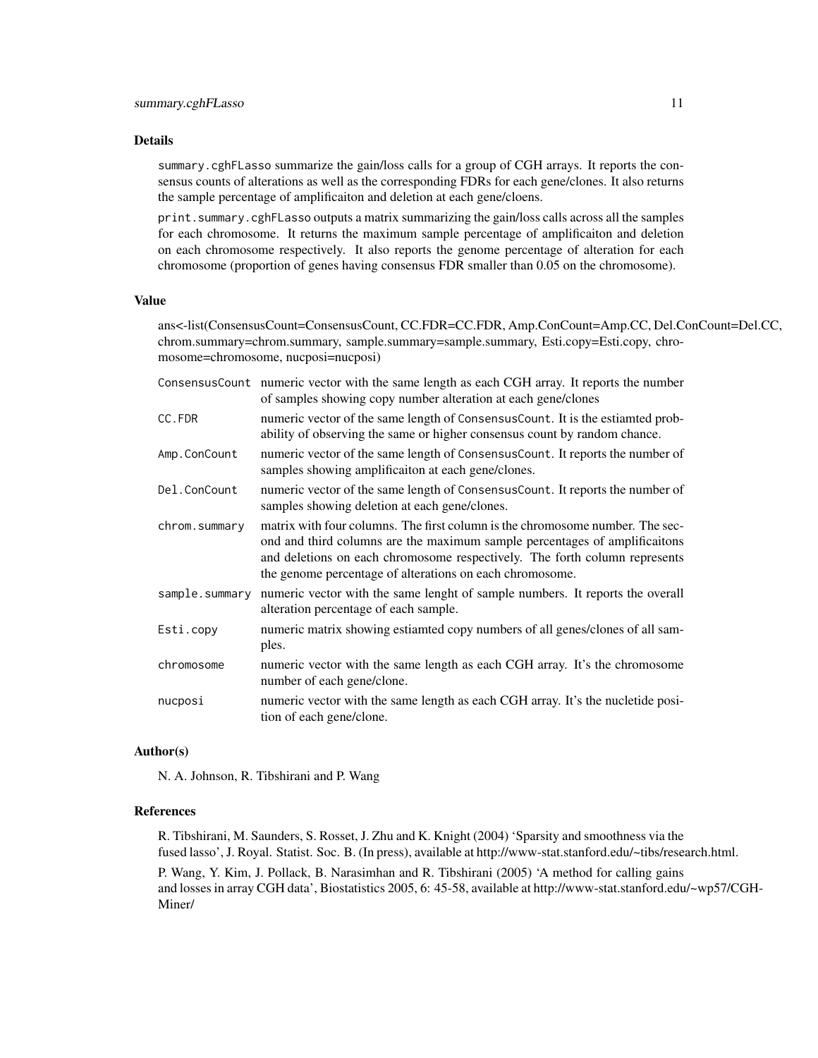## Details

`summary.cghFLasso` summarize the gain/loss calls for a group of CGH arrays. It reports the consensus counts of alterations as well as the corresponding FDRs for each gene/clones. It also returns the sample percentage of amplificaiton and deletion at each gene/cloens.

`print.summary.cghFLasso` outputs a matrix summarizing the gain/loss calls across all the samples for each chromosome. It returns the maximum sample percentage of amplificaiton and deletion on each chromosome respectively. It also reports the genome percentage of alteration for each chromosome (proportion of genes having consensus FDR smaller than 0.05 on the chromosome).

## Value

ans<-list(ConsensusCount=ConsensusCount, CC.FDR=CC.FDR, Amp.ConCount=Amp.CC, Del.ConCount=Del.CC, chrom.summary=chrom.summary, sample.summary=sample.summary, Esti.copy=Esti.copy, chromosome=chromosome, nucposi=nucposi)

| | |
|---|---|
| `ConsensusCount` | numeric vector with the same length as each CGH array. It reports the number of samples showing copy number alteration at each gene/clones |
| `CC.FDR` | numeric vector of the same length of `ConsensusCount`. It is the estiamted probability of observing the same or higher consensus count by random chance. |
| `Amp.ConCount` | numeric vector of the same length of `ConsensusCount`. It reports the number of samples showing amplificaiton at each gene/clones. |
| `Del.ConCount` | numeric vector of the same length of `ConsensusCount`. It reports the number of samples showing deletion at each gene/clones. |
| `chrom.summary` | matrix with four columns. The first column is the chromosome number. The second and third columns are the maximum sample percentages of amplificaitons and deletions on each chromosome respectively. The forth column represents the genome percentage of alterations on each chromosome. |
| `sample.summary` | numeric vector with the same lenght of sample numbers. It reports the overall alteration percentage of each sample. |
| `Esti.copy` | numeric matrix showing estiamted copy numbers of all genes/clones of all samples. |
| `chromosome` | numeric vector with the same length as each CGH array. It's the chromosome number of each gene/clone. |
| `nucposi` | numeric vector with the same length as each CGH array. It's the nucletide position of each gene/clone. |

## Author(s)

N. A. Johnson, R. Tibshirani and P. Wang

## References

R. Tibshirani, M. Saunders, S. Rosset, J. Zhu and K. Knight (2004) 'Sparsity and smoothness via the fused lasso', J. Royal. Statist. Soc. B. (In press), available at http://www-stat.stanford.edu/~tibs/research.html.

P. Wang, Y. Kim, J. Pollack, B. Narasimhan and R. Tibshirani (2005) 'A method for calling gains and losses in array CGH data', Biostatistics 2005, 6: 45-58, available at http://www-stat.stanford.edu/~wp57/CGH-Miner/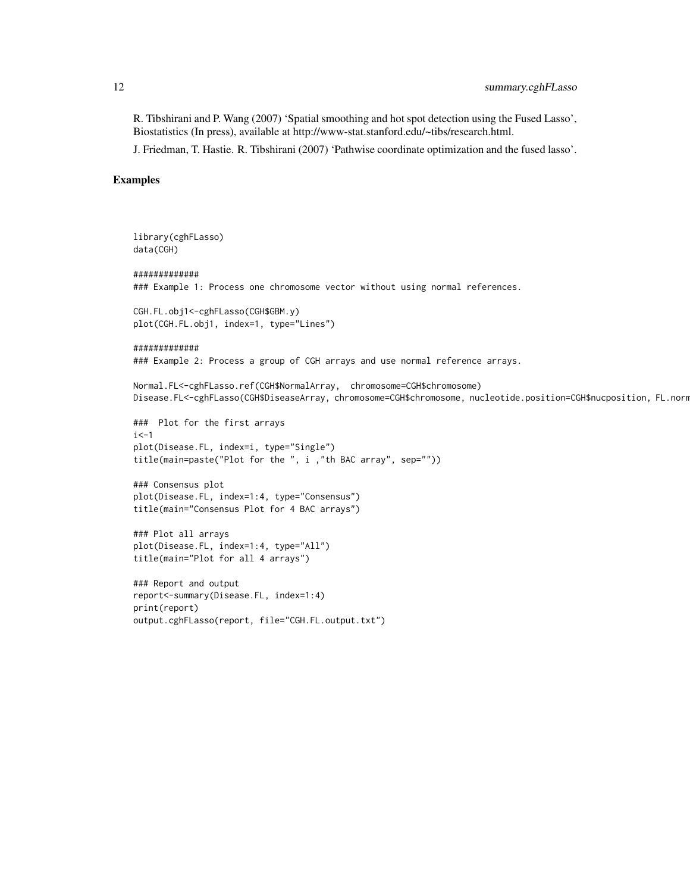R. Tibshirani and P. Wang (2007) 'Spatial smoothing and hot spot detection using the Fused Lasso', Biostatistics (In press), available at http://www-stat.stanford.edu/~tibs/research.html.

J. Friedman, T. Hastie. R. Tibshirani (2007) 'Pathwise coordinate optimization and the fused lasso'.

## Examples

```
library(cghFLasso)
data(CGH)

#############
### Example 1: Process one chromosome vector without using normal references.

CGH.FL.obj1<-cghFLasso(CGH$GBM.y)
plot(CGH.FL.obj1, index=1, type="Lines")

#############
### Example 2: Process a group of CGH arrays and use normal reference arrays.

Normal.FL<-cghFLasso.ref(CGH$NormalArray,  chromosome=CGH$chromosome)
Disease.FL<-cghFLasso(CGH$DiseaseArray, chromosome=CGH$chromosome, nucleotide.position=CGH$nucposition, FL.norm

###  Plot for the first arrays
i<-1
plot(Disease.FL, index=i, type="Single")
title(main=paste("Plot for the ", i ,"th BAC array", sep=""))

### Consensus plot
plot(Disease.FL, index=1:4, type="Consensus")
title(main="Consensus Plot for 4 BAC arrays")

### Plot all arrays
plot(Disease.FL, index=1:4, type="All")
title(main="Plot for all 4 arrays")

### Report and output
report<-summary(Disease.FL, index=1:4)
print(report)
output.cghFLasso(report, file="CGH.FL.output.txt")
```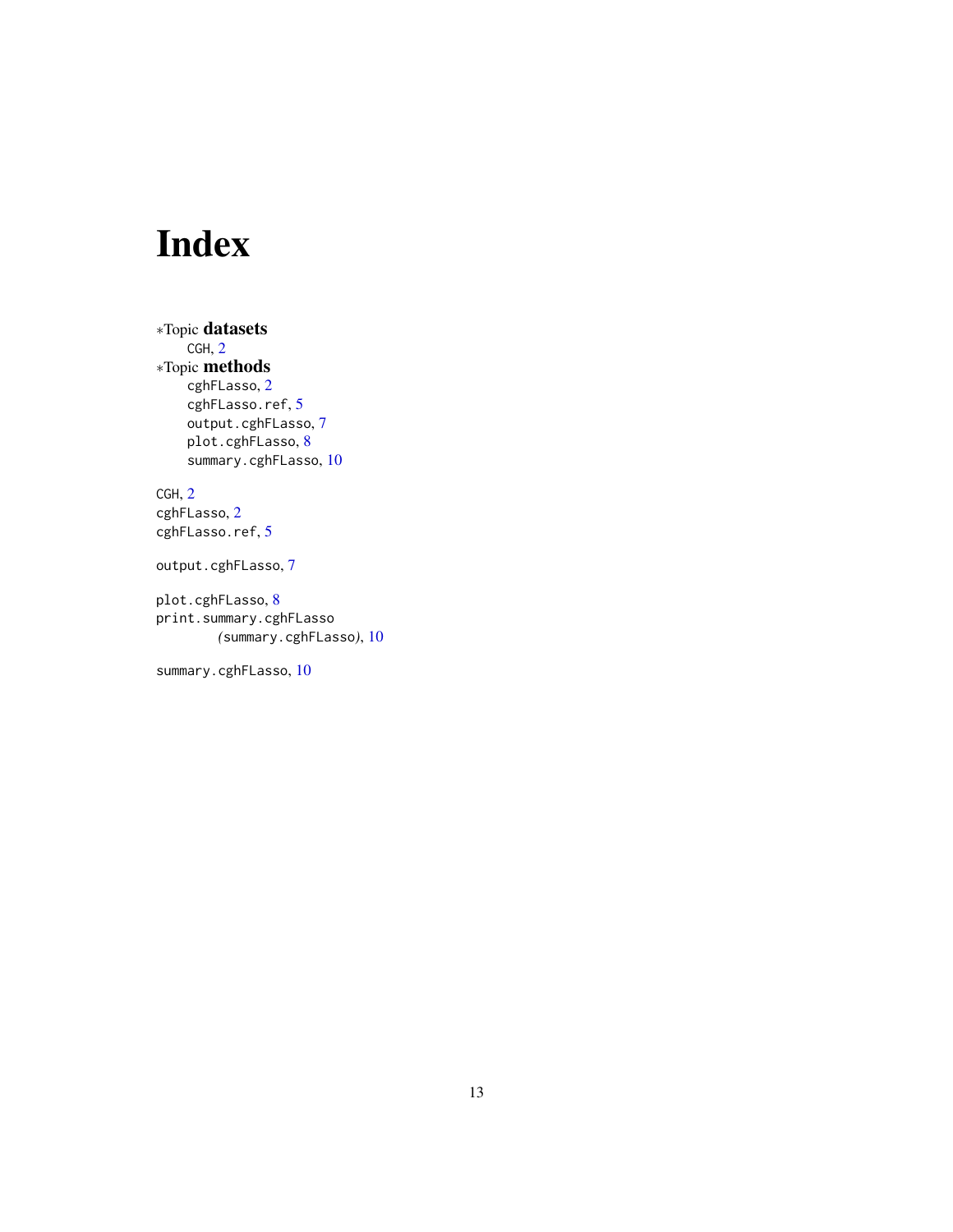# Index

*Topic **datasets**
  CGH, 2

*Topic **methods**
  cghFLasso, 2
  cghFLasso.ref, 5
  output.cghFLasso, 7
  plot.cghFLasso, 8
  summary.cghFLasso, 10

CGH, 2
cghFLasso, 2
cghFLasso.ref, 5

output.cghFLasso, 7

plot.cghFLasso, 8
print.summary.cghFLasso
  *(*summary.cghFLasso*)*, 10

summary.cghFLasso, 10